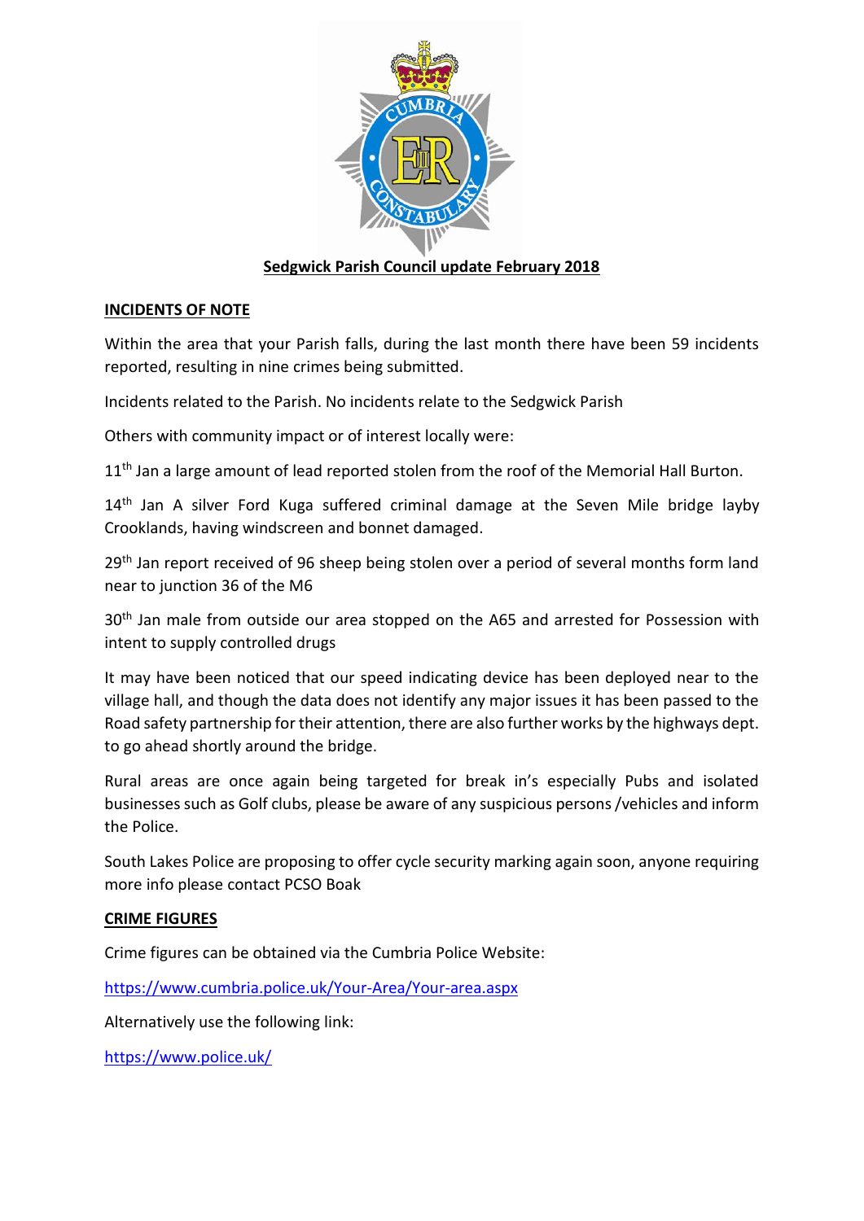## Sedgwick Parish Council update February 2018

### INCIDENTS OF NOTE

Within the area that your Parish falls, during the last month there have been 59 incidents reported, resulting in nine crimes being submitted.

Incidents related to the Parish. No incidents relate to the Sedgwick Parish

Others with community impact or of interest locally were:

11th Jan a large amount of lead reported stolen from the roof of the Memorial Hall Burton.

14th Jan A silver Ford Kuga suffered criminal damage at the Seven Mile bridge layby Crooklands, having windscreen and bonnet damaged.

29th Jan report received of 96 sheep being stolen over a period of several months form land near to junction 36 of the M6

30th Jan male from outside our area stopped on the A65 and arrested for Possession with intent to supply controlled drugs

It may have been noticed that our speed indicating device has been deployed near to the village hall, and though the data does not identify any major issues it has been passed to the Road safety partnership for their attention, there are also further works by the highways dept. to go ahead shortly around the bridge.

Rural areas are once again being targeted for break in's especially Pubs and isolated businesses such as Golf clubs, please be aware of any suspicious persons /vehicles and inform the Police.

South Lakes Police are proposing to offer cycle security marking again soon, anyone requiring more info please contact PCSO Boak

### CRIME FIGURES

Crime figures can be obtained via the Cumbria Police Website:

https://www.cumbria.police.uk/Your-Area/Your-area.aspx

Alternatively use the following link:

https://www.police.uk/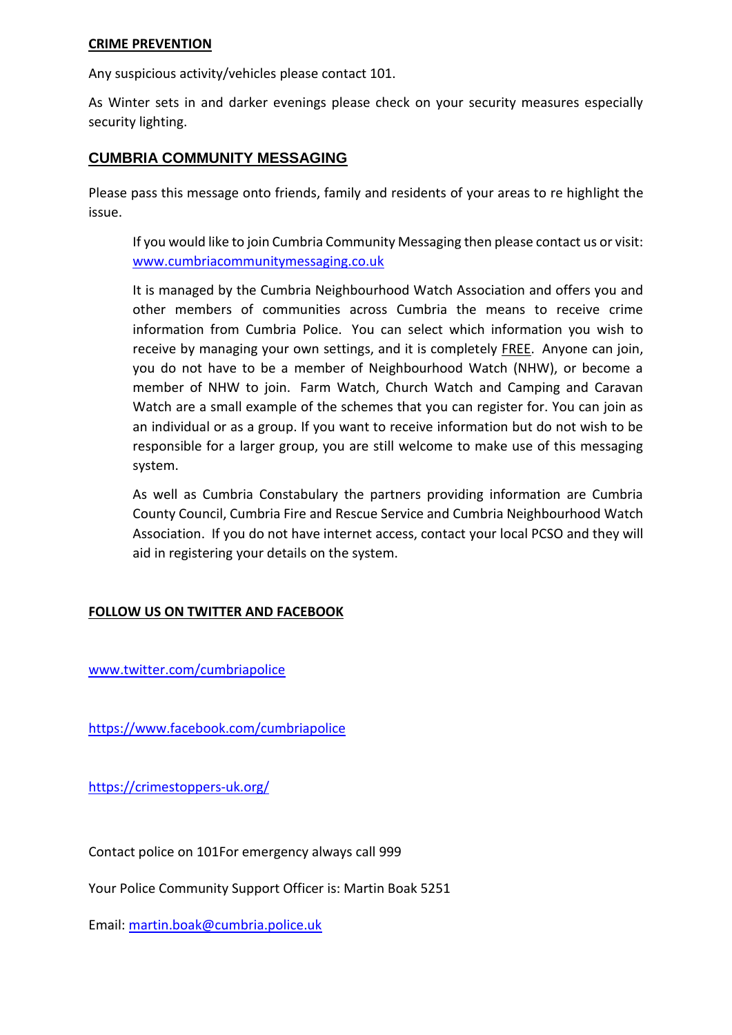**CRIME PREVENTION**

Any suspicious activity/vehicles please contact 101.

As Winter sets in and darker evenings please check on your security measures especially security lighting.

## CUMBRIA COMMUNITY MESSAGING

Please pass this message onto friends, family and residents of your areas to re highlight the issue.

> If you would like to join Cumbria Community Messaging then please contact us or visit: www.cumbriacommunitymessaging.co.uk
>
> It is managed by the Cumbria Neighbourhood Watch Association and offers you and other members of communities across Cumbria the means to receive crime information from Cumbria Police. You can select which information you wish to receive by managing your own settings, and it is completely FREE. Anyone can join, you do not have to be a member of Neighbourhood Watch (NHW), or become a member of NHW to join. Farm Watch, Church Watch and Camping and Caravan Watch are a small example of the schemes that you can register for. You can join as an individual or as a group. If you want to receive information but do not wish to be responsible for a larger group, you are still welcome to make use of this messaging system.
>
> As well as Cumbria Constabulary the partners providing information are Cumbria County Council, Cumbria Fire and Rescue Service and Cumbria Neighbourhood Watch Association. If you do not have internet access, contact your local PCSO and they will aid in registering your details on the system.

**FOLLOW US ON TWITTER AND FACEBOOK**

www.twitter.com/cumbriapolice

https://www.facebook.com/cumbriapolice

https://crimestoppers-uk.org/

Contact police on 101For emergency always call 999

Your Police Community Support Officer is: Martin Boak 5251

Email: martin.boak@cumbria.police.uk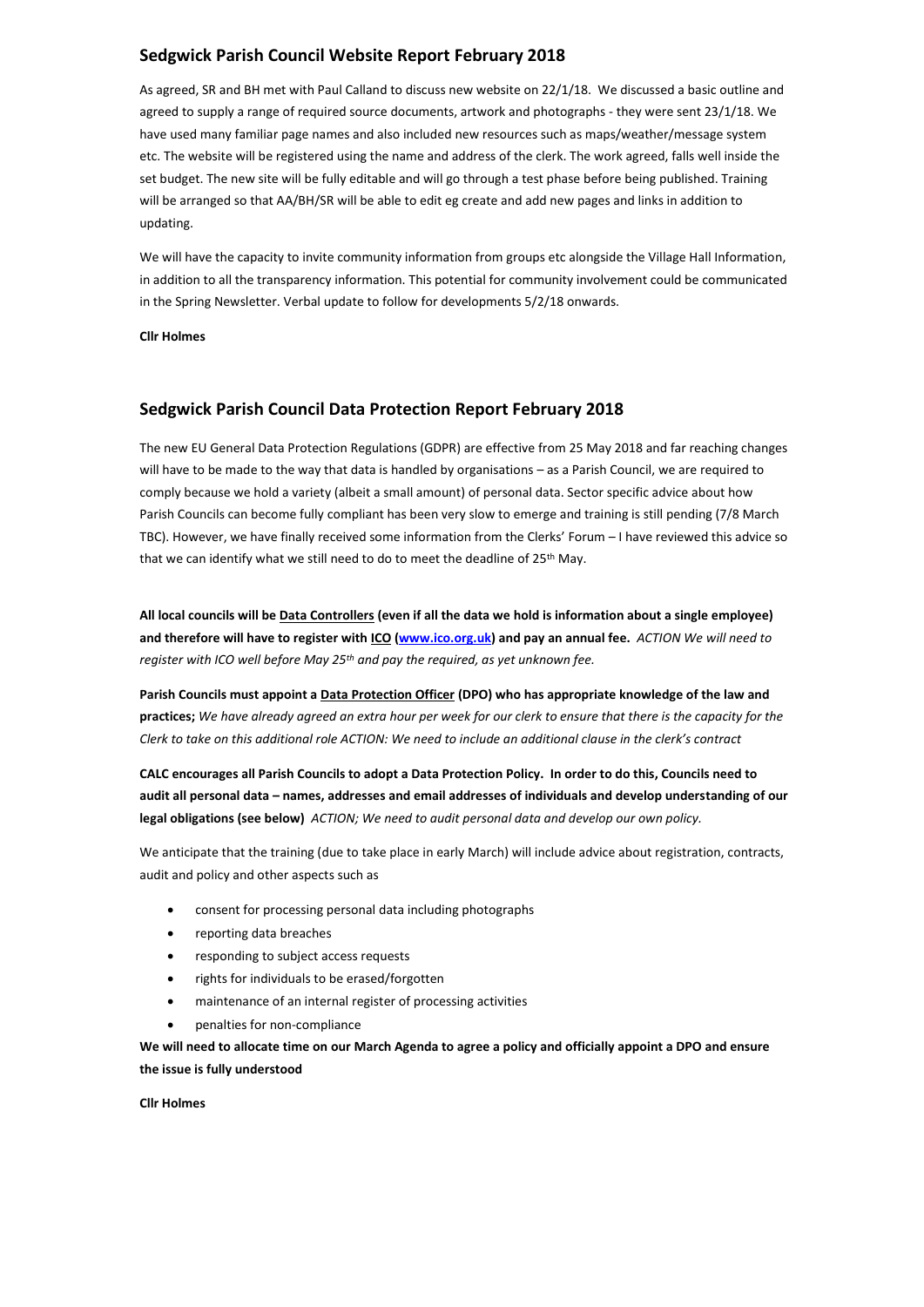## Sedgwick Parish Council Website Report February 2018

As agreed, SR and BH met with Paul Calland to discuss new website on 22/1/18. We discussed a basic outline and agreed to supply a range of required source documents, artwork and photographs - they were sent 23/1/18. We have used many familiar page names and also included new resources such as maps/weather/message system etc. The website will be registered using the name and address of the clerk. The work agreed, falls well inside the set budget. The new site will be fully editable and will go through a test phase before being published. Training will be arranged so that AA/BH/SR will be able to edit eg create and add new pages and links in addition to updating.

We will have the capacity to invite community information from groups etc alongside the Village Hall Information, in addition to all the transparency information. This potential for community involvement could be communicated in the Spring Newsletter. Verbal update to follow for developments 5/2/18 onwards.

**Cllr Holmes**

## Sedgwick Parish Council Data Protection Report February 2018

The new EU General Data Protection Regulations (GDPR) are effective from 25 May 2018 and far reaching changes will have to be made to the way that data is handled by organisations – as a Parish Council, we are required to comply because we hold a variety (albeit a small amount) of personal data. Sector specific advice about how Parish Councils can become fully compliant has been very slow to emerge and training is still pending (7/8 March TBC). However, we have finally received some information from the Clerks' Forum – I have reviewed this advice so that we can identify what we still need to do to meet the deadline of 25th May.

**All local councils will be Data Controllers (even if all the data we hold is information about a single employee) and therefore will have to register with ICO ([www.ico.org.uk](http://www.ico.org.uk)) and pay an annual fee.** *ACTION We will need to register with ICO well before May 25th and pay the required, as yet unknown fee.*

**Parish Councils must appoint a Data Protection Officer (DPO) who has appropriate knowledge of the law and practices;** *We have already agreed an extra hour per week for our clerk to ensure that there is the capacity for the Clerk to take on this additional role ACTION: We need to include an additional clause in the clerk's contract*

**CALC encourages all Parish Councils to adopt a Data Protection Policy. In order to do this, Councils need to audit all personal data – names, addresses and email addresses of individuals and develop understanding of our legal obligations (see below)** *ACTION; We need to audit personal data and develop our own policy.*

We anticipate that the training (due to take place in early March) will include advice about registration, contracts, audit and policy and other aspects such as

- consent for processing personal data including photographs
- reporting data breaches
- responding to subject access requests
- rights for individuals to be erased/forgotten
- maintenance of an internal register of processing activities
- penalties for non-compliance

**We will need to allocate time on our March Agenda to agree a policy and officially appoint a DPO and ensure the issue is fully understood**

**Cllr Holmes**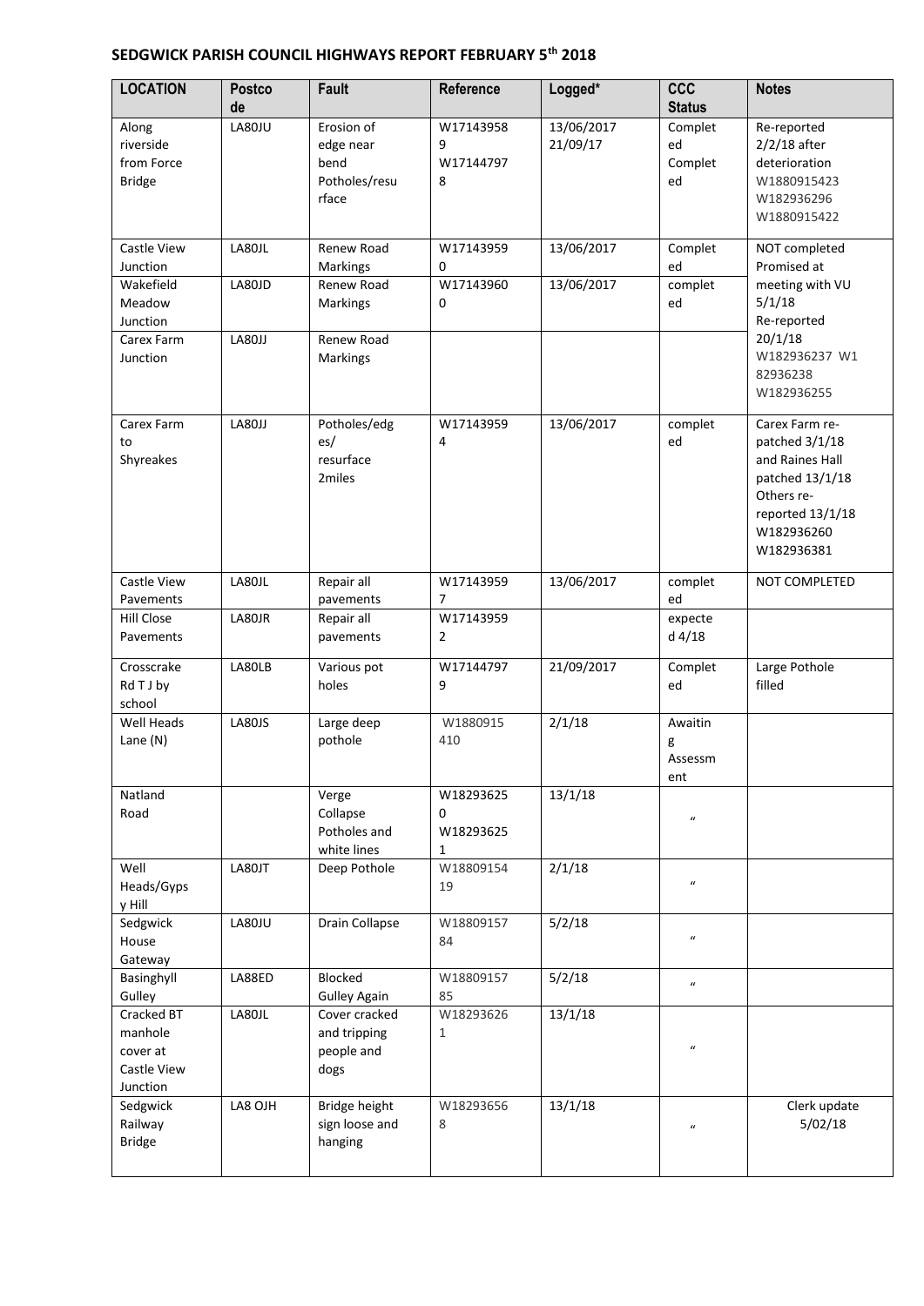## SEDGWICK PARISH COUNCIL HIGHWAYS REPORT FEBRUARY 5th 2018

| LOCATION | Postcode | Fault | Reference | Logged* | CCC Status | Notes |
|---|---|---|---|---|---|---|
| Along riverside from Force Bridge | LA80JU | Erosion of edge near bend Potholes/resurface | W171439589 W171447978 | 13/06/2017 21/09/17 | Completed Completed | Re-reported 2/2/18 after deterioration W1880915423 W182936296 W1880915422 |
| Castle View Junction | LA80JL | Renew Road Markings | W171439590 | 13/06/2017 | Completed | NOT completed Promised at meeting with VU 5/1/18 Re-reported 20/1/18 W182936237 W182936238 W182936255 |
| Wakefield Meadow Junction | LA80JD | Renew Road Markings | W171439600 | 13/06/2017 | completed | |
| Carex Farm Junction | LA80JJ | Renew Road Markings | | | | |
| Carex Farm to Shyreakes | LA80JJ | Potholes/edges/ resurface 2miles | W171439594 | 13/06/2017 | completed | Carex Farm re-patched 3/1/18 and Raines Hall patched 13/1/18 Others re-reported 13/1/18 W182936260 W182936381 |
| Castle View Pavements | LA80JL | Repair all pavements | W171439597 | 13/06/2017 | completed | NOT COMPLETED |
| Hill Close Pavements | LA80JR | Repair all pavements | W171439592 | | expected 4/18 | |
| Crosscrake Rd T J by school | LA80LB | Various pot holes | W171447979 | 21/09/2017 | Completed | Large Pothole filled |
| Well Heads Lane (N) | LA80JS | Large deep pothole | W1880915410 | 2/1/18 | Awaiting Assessment | |
| Natland Road | | Verge Collapse Potholes and white lines | W182936250 W182936251 | 13/1/18 | " | |
| Well Heads/Gypsy Hill | LA80JT | Deep Pothole | W1880915419 | 2/1/18 | " | |
| Sedgwick House Gateway | LA80JU | Drain Collapse | W1880915784 | 5/2/18 | " | |
| Basinghyll Gulley | LA88ED | Blocked Gulley Again | W1880915785 | 5/2/18 | " | |
| Cracked BT manhole cover at Castle View Junction | LA80JL | Cover cracked and tripping people and dogs | W182936261 | 13/1/18 | " | |
| Sedgwick Railway Bridge | LA8 OJH | Bridge height sign loose and hanging | W182936568 | 13/1/18 | " | Clerk update 5/02/18 |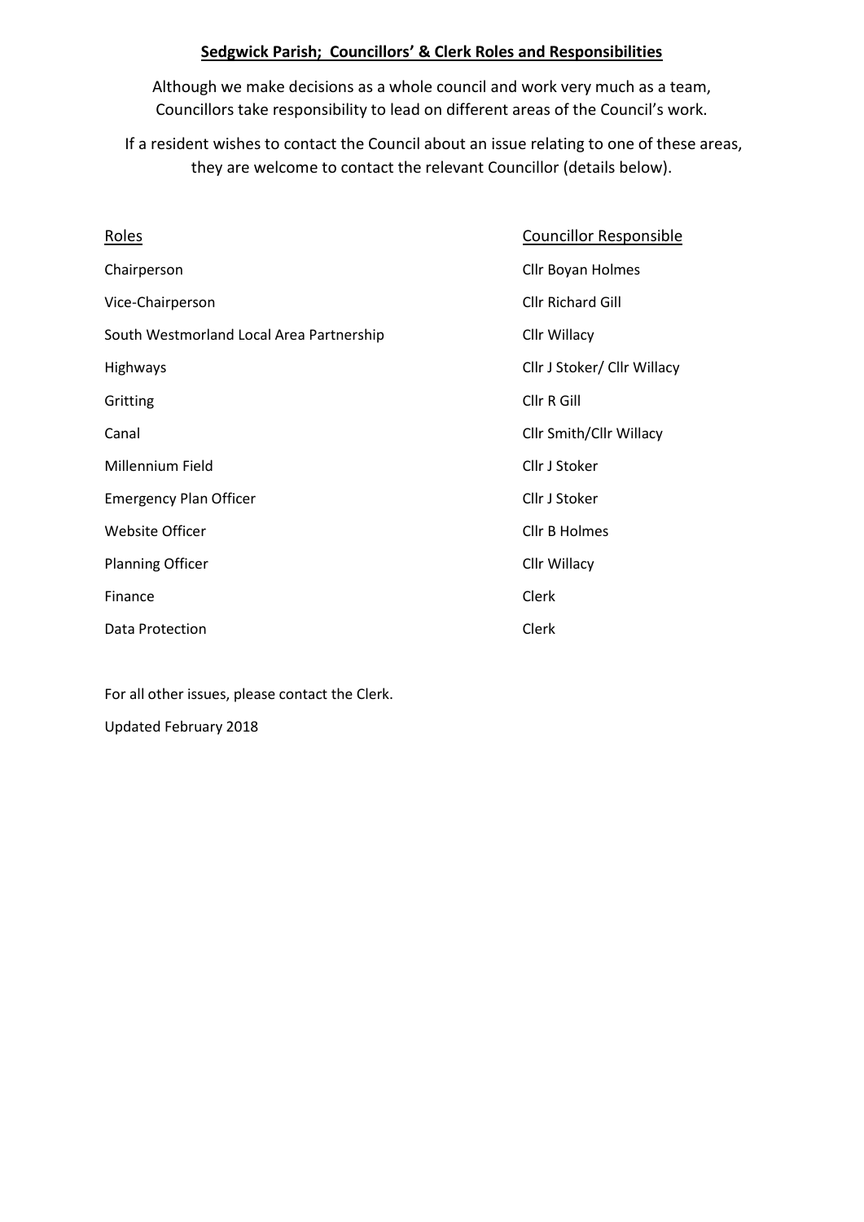**Sedgwick Parish; Councillors' & Clerk Roles and Responsibilities**

Although we make decisions as a whole council and work very much as a team, Councillors take responsibility to lead on different areas of the Council's work.

If a resident wishes to contact the Council about an issue relating to one of these areas, they are welcome to contact the relevant Councillor (details below).

| Roles | Councillor Responsible |
|---|---|
| Chairperson | Cllr Boyan Holmes |
| Vice-Chairperson | Cllr Richard Gill |
| South Westmorland Local Area Partnership | Cllr Willacy |
| Highways | Cllr J Stoker/ Cllr Willacy |
| Gritting | Cllr R Gill |
| Canal | Cllr Smith/Cllr Willacy |
| Millennium Field | Cllr J Stoker |
| Emergency Plan Officer | Cllr J Stoker |
| Website Officer | Cllr B Holmes |
| Planning Officer | Cllr Willacy |
| Finance | Clerk |
| Data Protection | Clerk |

For all other issues, please contact the Clerk.

Updated February 2018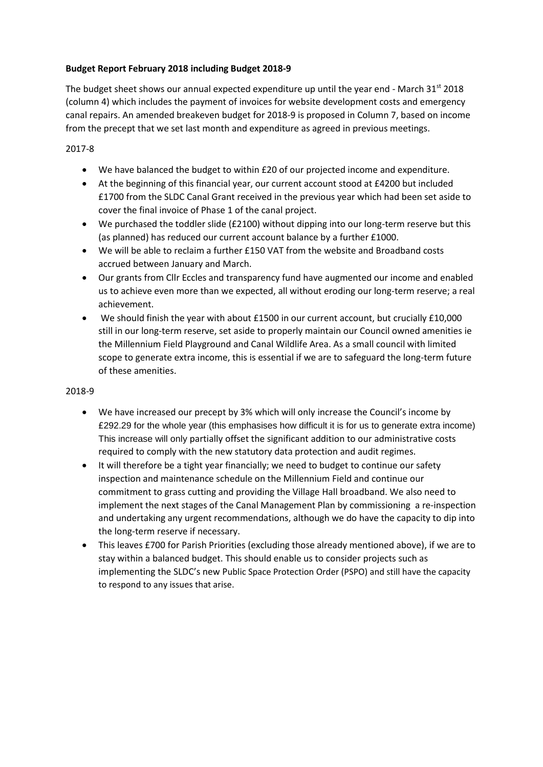**Budget Report February 2018 including Budget 2018-9**

The budget sheet shows our annual expected expenditure up until the year end - March 31st 2018 (column 4) which includes the payment of invoices for website development costs and emergency canal repairs. An amended breakeven budget for 2018-9 is proposed in Column 7, based on income from the precept that we set last month and expenditure as agreed in previous meetings.

2017-8

- We have balanced the budget to within £20 of our projected income and expenditure.
- At the beginning of this financial year, our current account stood at £4200 but included £1700 from the SLDC Canal Grant received in the previous year which had been set aside to cover the final invoice of Phase 1 of the canal project.
- We purchased the toddler slide (£2100) without dipping into our long-term reserve but this (as planned) has reduced our current account balance by a further £1000.
- We will be able to reclaim a further £150 VAT from the website and Broadband costs accrued between January and March.
- Our grants from Cllr Eccles and transparency fund have augmented our income and enabled us to achieve even more than we expected, all without eroding our long-term reserve; a real achievement.
- We should finish the year with about £1500 in our current account, but crucially £10,000 still in our long-term reserve, set aside to properly maintain our Council owned amenities ie the Millennium Field Playground and Canal Wildlife Area. As a small council with limited scope to generate extra income, this is essential if we are to safeguard the long-term future of these amenities.

2018-9

- We have increased our precept by 3% which will only increase the Council's income by £292.29 for the whole year (this emphasises how difficult it is for us to generate extra income) This increase will only partially offset the significant addition to our administrative costs required to comply with the new statutory data protection and audit regimes.
- It will therefore be a tight year financially; we need to budget to continue our safety inspection and maintenance schedule on the Millennium Field and continue our commitment to grass cutting and providing the Village Hall broadband. We also need to implement the next stages of the Canal Management Plan by commissioning a re-inspection and undertaking any urgent recommendations, although we do have the capacity to dip into the long-term reserve if necessary.
- This leaves £700 for Parish Priorities (excluding those already mentioned above), if we are to stay within a balanced budget. This should enable us to consider projects such as implementing the SLDC's new Public Space Protection Order (PSPO) and still have the capacity to respond to any issues that arise.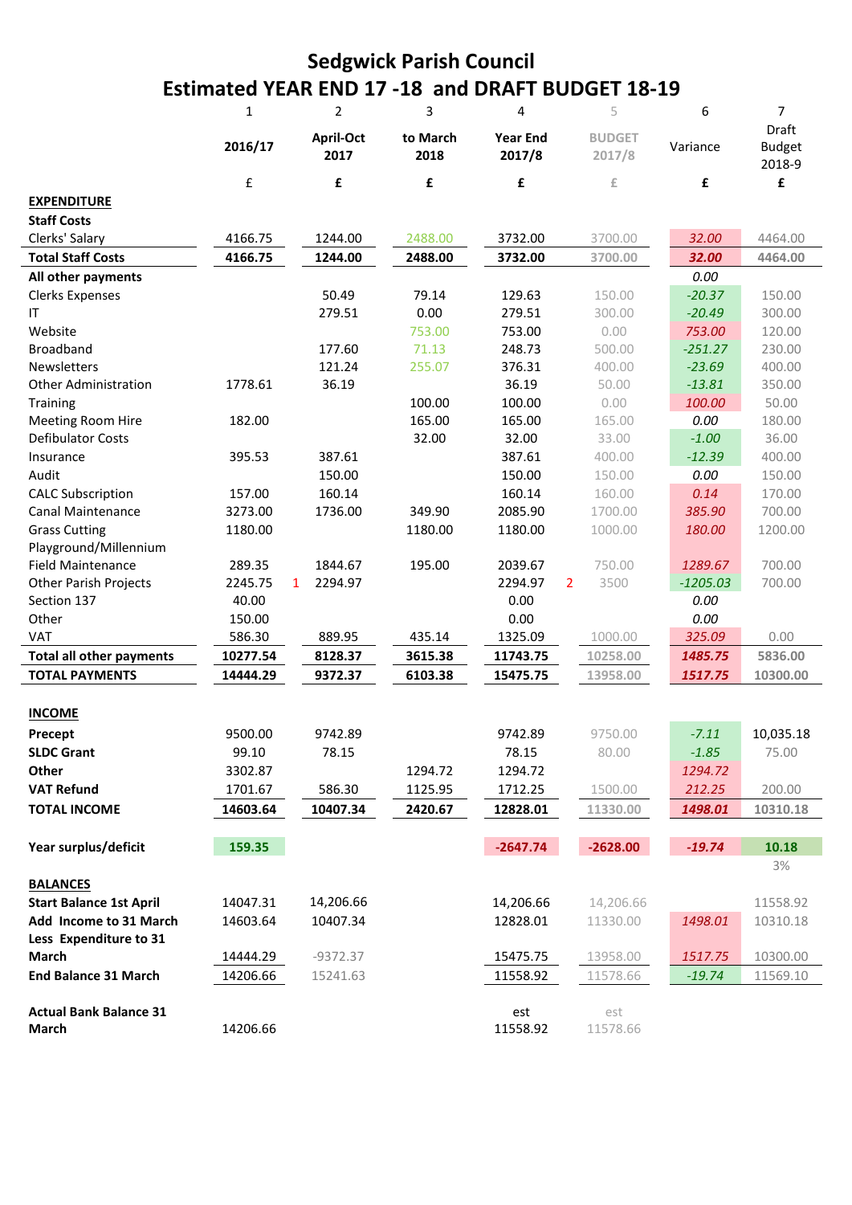# Sedgwick Parish Council

## Estimated YEAR END 17 -18 and DRAFT BUDGET 18-19

| | 1 | 2 | 3 | 4 | 5 | 6 | 7 |
|---|---|---|---|---|---|---|---|
| | **2016/17** | **April-Oct 2017** | **to March 2018** | **Year End 2017/8** | **BUDGET 2017/8** | Variance | Draft Budget 2018-9 |
| | £ | **£** | **£** | **£** | £ | **£** | **£** |
| **EXPENDITURE** | | | | | | | |
| **Staff Costs** | | | | | | | |
| Clerks' Salary | 4166.75 | 1244.00 | 2488.00 | 3732.00 | 3700.00 | *32.00* | 4464.00 |
| **Total Staff Costs** | **4166.75** | **1244.00** | **2488.00** | **3732.00** | **3700.00** | ***32.00*** | **4464.00** |
| **All other payments** | | | | | | *0.00* | |
| Clerks Expenses | | 50.49 | 79.14 | 129.63 | 150.00 | *-20.37* | 150.00 |
| IT | | 279.51 | 0.00 | 279.51 | 300.00 | *-20.49* | 300.00 |
| Website | | | 753.00 | 753.00 | 0.00 | *753.00* | 120.00 |
| Broadband | | 177.60 | 71.13 | 248.73 | 500.00 | *-251.27* | 230.00 |
| Newsletters | | 121.24 | 255.07 | 376.31 | 400.00 | *-23.69* | 400.00 |
| Other Administration | 1778.61 | 36.19 | | 36.19 | 50.00 | *-13.81* | 350.00 |
| Training | | | 100.00 | 100.00 | 0.00 | *100.00* | 50.00 |
| Meeting Room Hire | 182.00 | | 165.00 | 165.00 | 165.00 | *0.00* | 180.00 |
| Defibulator Costs | | | 32.00 | 32.00 | 33.00 | *-1.00* | 36.00 |
| Insurance | 395.53 | 387.61 | | 387.61 | 400.00 | *-12.39* | 400.00 |
| Audit | | 150.00 | | 150.00 | 150.00 | *0.00* | 150.00 |
| CALC Subscription | 157.00 | 160.14 | | 160.14 | 160.00 | *0.14* | 170.00 |
| Canal Maintenance | 3273.00 | 1736.00 | 349.90 | 2085.90 | 1700.00 | *385.90* | 700.00 |
| Grass Cutting | 1180.00 | | 1180.00 | 1180.00 | 1000.00 | *180.00* | 1200.00 |
| Playground/Millennium Field Maintenance | 289.35 | 1844.67 | 195.00 | 2039.67 | 750.00 | *1289.67* | 700.00 |
| Other Parish Projects | 2245.75 | 1 2294.97 | | 2294.97 | 2 3500 | *-1205.03* | 700.00 |
| Section 137 | 40.00 | | | 0.00 | | *0.00* | |
| Other | 150.00 | | | 0.00 | | *0.00* | |
| VAT | 586.30 | 889.95 | 435.14 | 1325.09 | 1000.00 | *325.09* | 0.00 |
| **Total all other payments** | **10277.54** | **8128.37** | **3615.38** | **11743.75** | **10258.00** | ***1485.75*** | **5836.00** |
| **TOTAL PAYMENTS** | **14444.29** | **9372.37** | **6103.38** | **15475.75** | **13958.00** | ***1517.75*** | **10300.00** |
| | | | | | | | |
| **INCOME** | | | | | | | |
| **Precept** | 9500.00 | 9742.89 | | 9742.89 | 9750.00 | *-7.11* | 10,035.18 |
| **SLDC Grant** | 99.10 | 78.15 | | 78.15 | 80.00 | *-1.85* | 75.00 |
| **Other** | 3302.87 | | 1294.72 | 1294.72 | | *1294.72* | |
| **VAT Refund** | 1701.67 | 586.30 | 1125.95 | 1712.25 | 1500.00 | *212.25* | 200.00 |
| **TOTAL INCOME** | **14603.64** | **10407.34** | **2420.67** | **12828.01** | **11330.00** | ***1498.01*** | **10310.18** |
| | | | | | | | |
| **Year surplus/deficit** | **159.35** | | | **-2647.74** | **-2628.00** | ***-19.74*** | **10.18** |
| | | | | | | | 3% |
| **BALANCES** | | | | | | | |
| **Start Balance 1st April** | 14047.31 | 14,206.66 | | 14,206.66 | 14,206.66 | | 11558.92 |
| **Add Income to 31 March** | 14603.64 | 10407.34 | | 12828.01 | 11330.00 | *1498.01* | 10310.18 |
| **Less Expenditure to 31 March** | 14444.29 | -9372.37 | | 15475.75 | 13958.00 | *1517.75* | 10300.00 |
| **End Balance 31 March** | 14206.66 | 15241.63 | | 11558.92 | 11578.66 | *-19.74* | 11569.10 |
| | | | | | | | |
| **Actual Bank Balance 31 March** | 14206.66 | | | est 11558.92 | est 11578.66 | | |